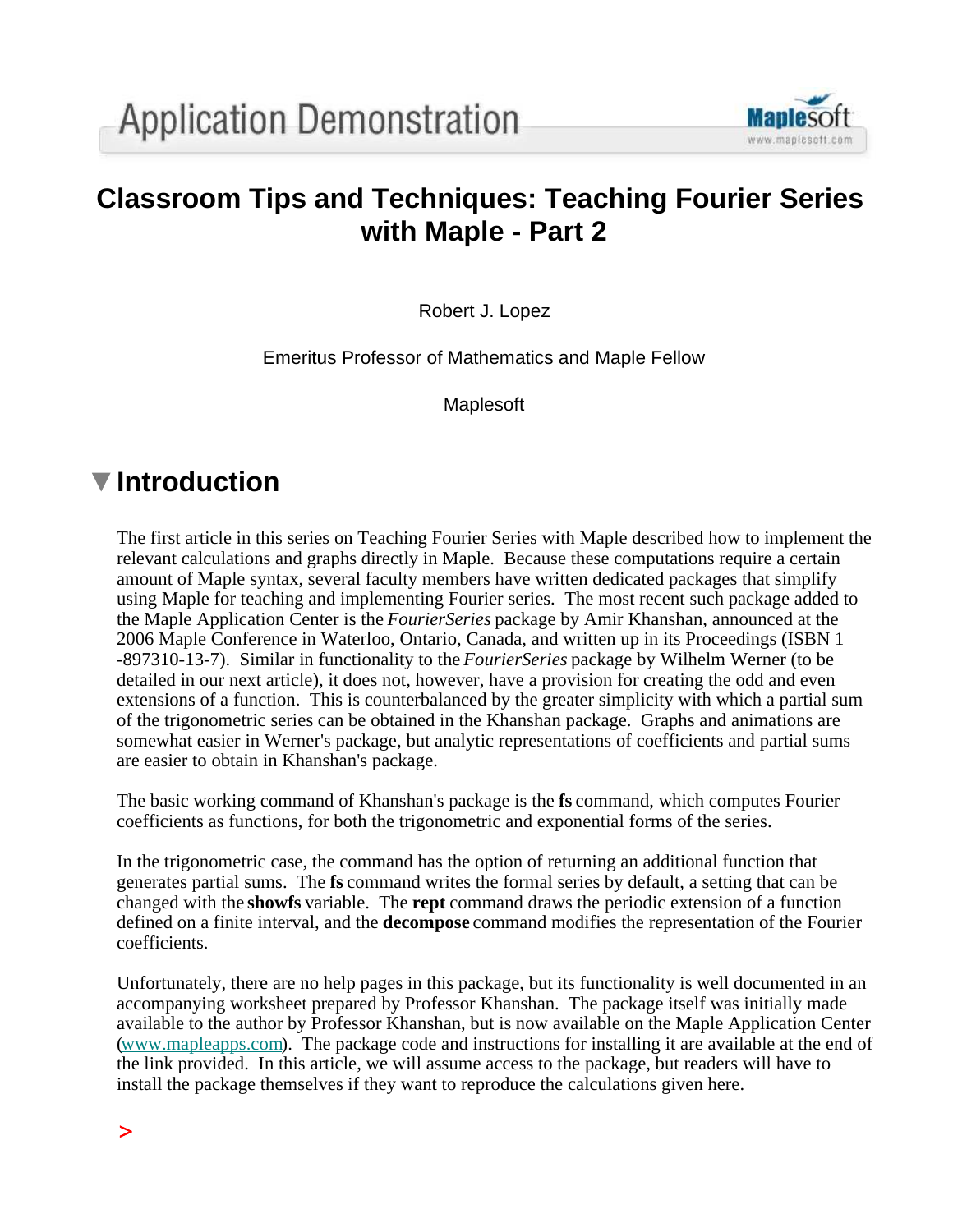# Classroom Tips and Techniques: Teaching Fourier Series with Maple - Part 2

Robert J. Lopez

Emeritus Professor of Mathematics and Maple Fellow

Maplesoft

## Introduction

The first article in this series on Teaching Fourier Series with Maple described how to implement the relevant calculations and graphs directly in Maple. Because these computations require a certain amount of Maple syntax, several faculty members have written dedicated packages that simplify using Maple for teaching and implementing Fourier series. The most recent such package added to the Maple Application Center is the *FourierSeries* package by Amir Khanshan, announced at the 2006 Maple Conference in Waterloo, Ontario, Canada, and written up in its Proceedings (ISBN 1-897310-13-7). Similar in functionality to the *FourierSeries* package by Wilhelm Werner (to be detailed in our next article), it does not, however, have a provision for creating the odd and even extensions of a function. This is counterbalanced by the greater simplicity with which a partial sum of the trigonometric series can be obtained in the Khanshan package. Graphs and animations are somewhat easier in Werner's package, but analytic representations of coefficients and partial sums are easier to obtain in Khanshan's package.

The basic working command of Khanshan's package is the **fs** command, which computes Fourier coefficients as functions, for both the trigonometric and exponential forms of the series.

In the trigonometric case, the command has the option of returning an additional function that generates partial sums. The **fs** command writes the formal series by default, a setting that can be changed with the **showfs** variable. The **rept** command draws the periodic extension of a function defined on a finite interval, and the **decompose** command modifies the representation of the Fourier coefficients.

Unfortunately, there are no help pages in this package, but its functionality is well documented in an accompanying worksheet prepared by Professor Khanshan. The package itself was initially made available to the author by Professor Khanshan, but is now available on the Maple Application Center (www.mapleapps.com). The package code and instructions for installing it are available at the end of the link provided. In this article, we will assume access to the package, but readers will have to install the package themselves if they want to reproduce the calculations given here.

```
>
```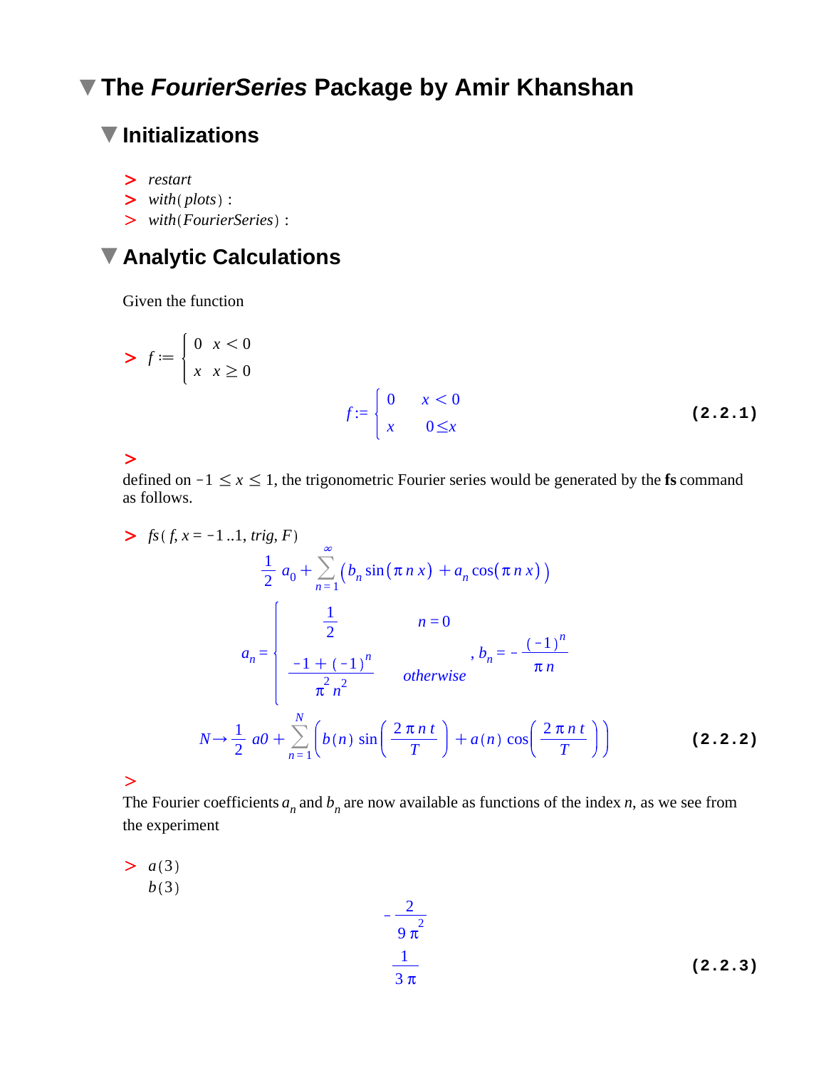# The *FourierSeries* Package by Amir Khanshan

## Initializations

```
> restart
> with(plots) :
> with(FourierSeries) :
```

## Analytic Calculations

Given the function

$$> f := \begin{cases} 0 & x < 0 \\ x & x \geq 0 \end{cases}$$

$$f := \begin{cases} 0 & x < 0 \\ x & 0 \leq x \end{cases} \tag{2.2.1}$$

\>

defined on $-1 \leq x \leq 1$, the trigonometric Fourier series would be generated by the **fs** command as follows.

```
> fs(f, x = -1 ..1, trig, F)
```

$$\frac{1}{2} a_0 + \sum_{n=1}^{\infty} \left( b_n \sin(\pi n x) + a_n \cos(\pi n x) \right)$$

$$a_n = \begin{cases} \frac{1}{2} & n = 0 \\ \frac{-1 + (-1)^n}{\pi^2 n^2} & otherwise \end{cases}, \quad b_n = -\frac{(-1)^n}{\pi n}$$

$$N \rightarrow \frac{1}{2} a0 + \sum_{n=1}^{N} \left( b(n) \sin\left(\frac{2\pi n t}{T}\right) + a(n) \cos\left(\frac{2\pi n t}{T}\right) \right) \tag{2.2.2}$$

\>

The Fourier coefficients $a_n$ and $b_n$ are now available as functions of the index $n$, as we see from the experiment

```
> a(3)
  b(3)
```

$$-\frac{2}{9\pi^2}$$

$$\frac{1}{3\pi} \tag{2.2.3}$$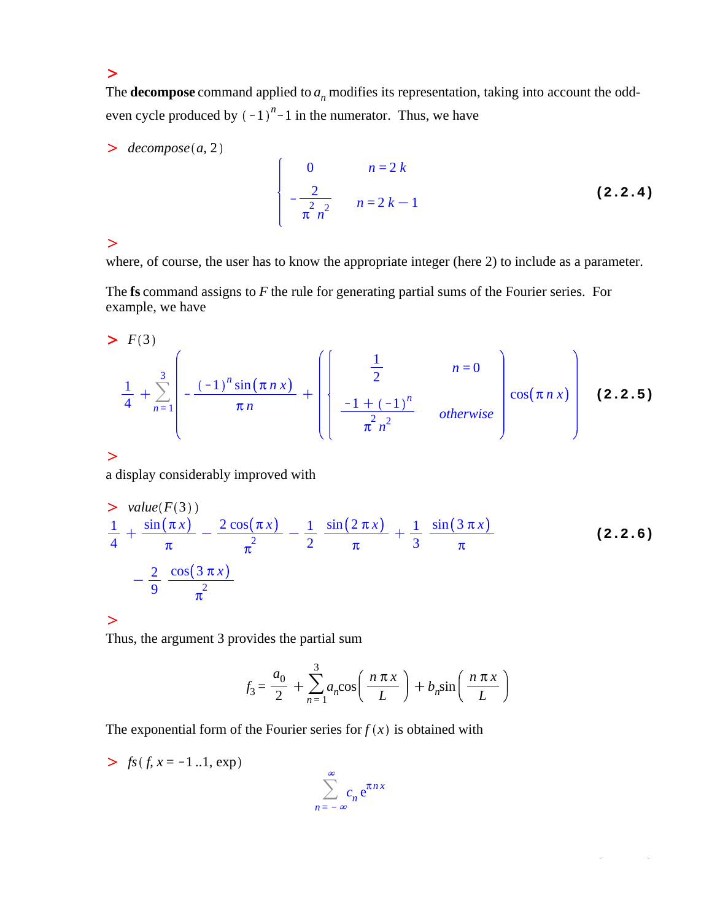>

The **decompose** command applied to $a_n$ modifies its representation, taking into account the odd-even cycle produced by $(-1)^n - 1$ in the numerator. Thus, we have

> *decompose*$(a, 2)$

$$\begin{cases} 0 & n = 2k \\ -\dfrac{2}{\pi^2 n^2} & n = 2k - 1 \end{cases} \qquad \textbf{(2.2.4)}$$

>

where, of course, the user has to know the appropriate integer (here 2) to include as a parameter.

The **fs** command assigns to $F$ the rule for generating partial sums of the Fourier series. For example, we have

> $F(3)$

$$\frac{1}{4} + \sum_{n=1}^{3} \left( -\frac{(-1)^n \sin(\pi n x)}{\pi n} + \left( \begin{cases} \dfrac{1}{2} & n = 0 \\ \dfrac{-1 + (-1)^n}{\pi^2 n^2} & \textit{otherwise} \end{cases} \right) \cos(\pi n x) \right) \qquad \textbf{(2.2.5)}$$

>

a display considerably improved with

> *value*$(F(3))$

$$\frac{1}{4} + \frac{\sin(\pi x)}{\pi} - \frac{2\cos(\pi x)}{\pi^2} - \frac{1}{2}\frac{\sin(2\pi x)}{\pi} + \frac{1}{3}\frac{\sin(3\pi x)}{\pi} - \frac{2}{9}\frac{\cos(3\pi x)}{\pi^2} \qquad \textbf{(2.2.6)}$$

>

Thus, the argument 3 provides the partial sum

$$f_3 = \frac{a_0}{2} + \sum_{n=1}^{3} a_n \cos\left(\frac{n\pi x}{L}\right) + b_n \sin\left(\frac{n\pi x}{L}\right)$$

The exponential form of the Fourier series for $f(x)$ is obtained with

> *fs*$(f, x = -1..1, \exp)$

$$\sum_{n=-\infty}^{\infty} c_n \mathrm{e}^{\pi n x}$$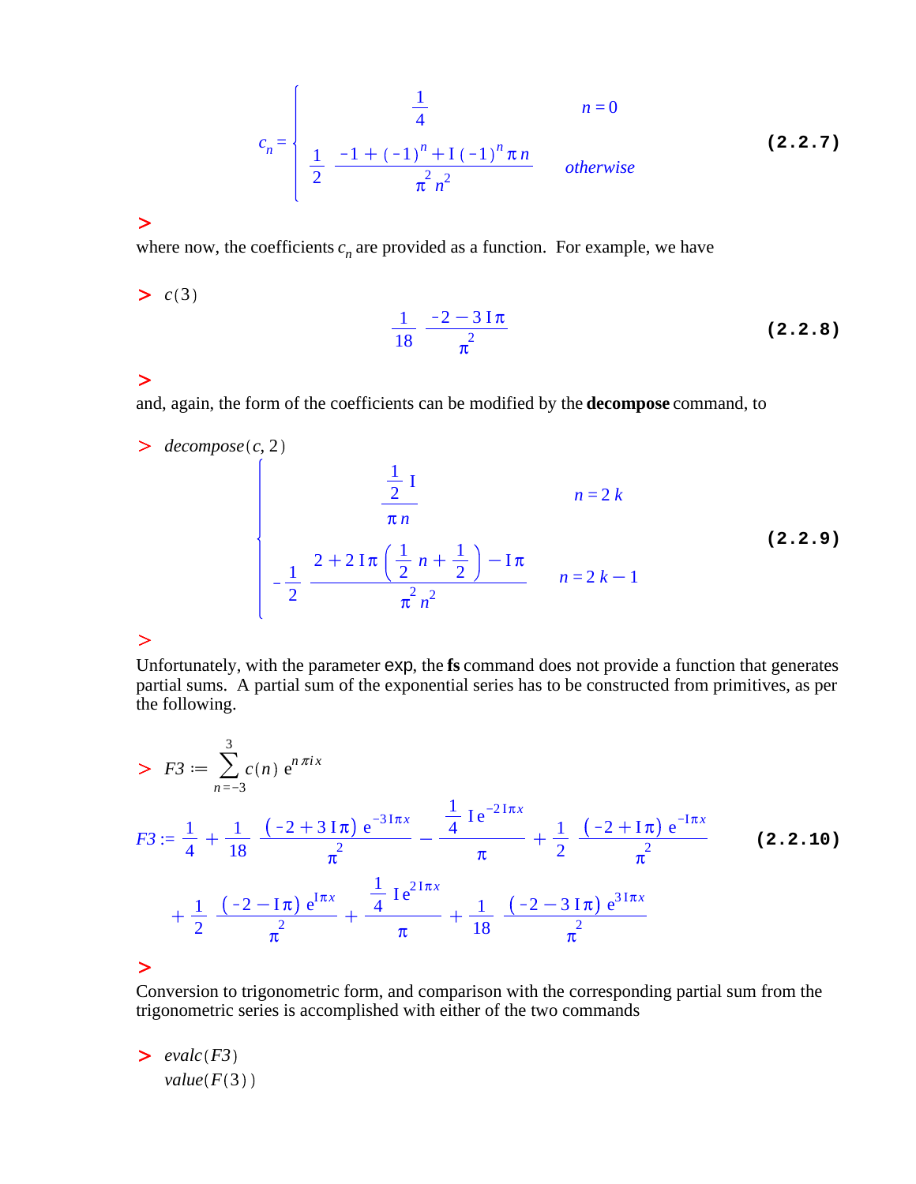$$c_n = \begin{cases} \dfrac{1}{4} & n = 0 \\ \dfrac{1}{2}\,\dfrac{-1 + (-1)^n + I\,(-1)^n \pi\, n}{\pi^2\, n^2} & \textit{otherwise} \end{cases} \tag{2.2.7}$$

\>

where now, the coefficients $c_n$ are provided as a function. For example, we have

\> $c(3)$

$$\frac{1}{18}\,\frac{-2 - 3\,I\,\pi}{\pi^2} \tag{2.2.8}$$

\>

and, again, the form of the coefficients can be modified by the **decompose** command, to

\> $decompose(c, 2)$

$$\begin{cases} \dfrac{\frac{1}{2}\,I}{\pi\, n} & n = 2\,k \\ -\dfrac{1}{2}\,\dfrac{2 + 2\,I\,\pi\left(\frac{1}{2}\,n + \frac{1}{2}\right) - I\,\pi}{\pi^2\, n^2} & n = 2\,k - 1 \end{cases} \tag{2.2.9}$$

\>

Unfortunately, with the parameter exp, the **fs** command does not provide a function that generates partial sums. A partial sum of the exponential series has to be constructed from primitives, as per the following.

\> $F3 := \displaystyle\sum_{n=-3}^{3} c(n)\, e^{n\,\pi\, i\, x}$

$$F3 := \frac{1}{4} + \frac{1}{18}\,\frac{(-2 + 3\,I\,\pi)\, e^{-3\,I\,\pi\, x}}{\pi^2} - \frac{\frac{1}{4}\,I\, e^{-2\,I\,\pi\, x}}{\pi} + \frac{1}{2}\,\frac{(-2 + I\,\pi)\, e^{-I\,\pi\, x}}{\pi^2} + \frac{1}{2}\,\frac{(-2 - I\,\pi)\, e^{I\,\pi\, x}}{\pi^2} + \frac{\frac{1}{4}\,I\, e^{2\,I\,\pi\, x}}{\pi} + \frac{1}{18}\,\frac{(-2 - 3\,I\,\pi)\, e^{3\,I\,\pi\, x}}{\pi^2} \tag{2.2.10}$$

\>

Conversion to trigonometric form, and comparison with the corresponding partial sum from the trigonometric series is accomplished with either of the two commands

\> $evalc(F3)$
$value(F(3))$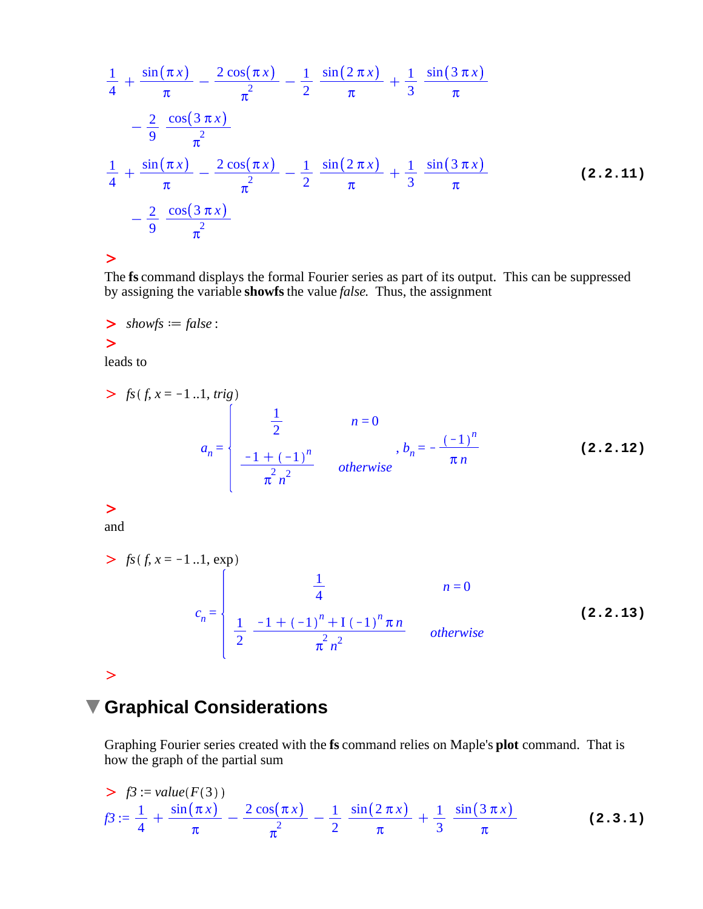$$\frac{1}{4} + \frac{\sin(\pi x)}{\pi} - \frac{2\cos(\pi x)}{\pi^2} - \frac{1}{2}\frac{\sin(2\pi x)}{\pi} + \frac{1}{3}\frac{\sin(3\pi x)}{\pi} - \frac{2}{9}\frac{\cos(3\pi x)}{\pi^2}$$

$$\frac{1}{4} + \frac{\sin(\pi x)}{\pi} - \frac{2\cos(\pi x)}{\pi^2} - \frac{1}{2}\frac{\sin(2\pi x)}{\pi} + \frac{1}{3}\frac{\sin(3\pi x)}{\pi} - \frac{2}{9}\frac{\cos(3\pi x)}{\pi^2} \qquad \textbf{(2.2.11)}$$

>

The **fs** command displays the formal Fourier series as part of its output. This can be suppressed by assigning the variable **showfs** the value *false*. Thus, the assignment

```
> showfs := false:
>
```

leads to

```
> fs(f, x = -1..1, trig)
```

$$a_n = \begin{cases} \frac{1}{2} & n = 0 \\ \frac{-1 + (-1)^n}{\pi^2 n^2} & \text{otherwise} \end{cases}, \quad b_n = -\frac{(-1)^n}{\pi n} \qquad \textbf{(2.2.12)}$$

>

and

```
> fs(f, x = -1..1, exp)
```

$$c_n = \begin{cases} \frac{1}{4} & n = 0 \\ \frac{1}{2}\,\frac{-1 + (-1)^n + I\,(-1)^n \pi n}{\pi^2 n^2} & \text{otherwise} \end{cases} \qquad \textbf{(2.2.13)}$$

>

## Graphical Considerations

Graphing Fourier series created with the **fs** command relies on Maple's **plot** command. That is how the graph of the partial sum

```
> f3 := value(F(3))
```

$$f3 := \frac{1}{4} + \frac{\sin(\pi x)}{\pi} - \frac{2\cos(\pi x)}{\pi^2} - \frac{1}{2}\frac{\sin(2\pi x)}{\pi} + \frac{1}{3}\frac{\sin(3\pi x)}{\pi} \qquad \textbf{(2.3.1)}$$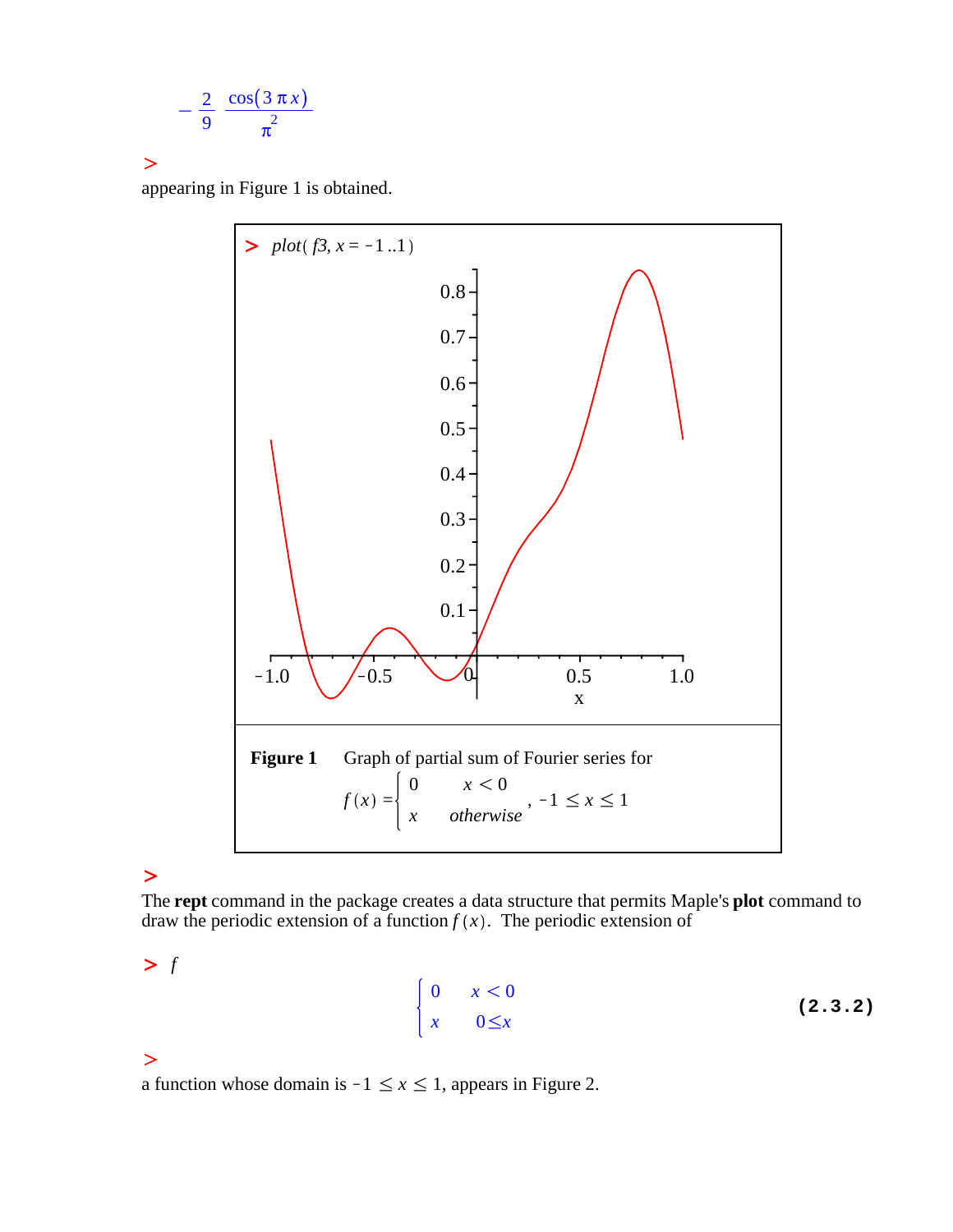$$-\frac{2}{9}\frac{\cos(3\pi x)}{\pi^2}$$

>

appearing in Figure 1 is obtained.

> $plot(f3, x = -1..1)$

**Figure 1** Graph of partial sum of Fourier series for

$$f(x) = \begin{cases} 0 & x < 0 \\ x & otherwise \end{cases}, \; -1 \le x \le 1$$

>

The **rept** command in the package creates a data structure that permits Maple's **plot** command to draw the periodic extension of a function $f(x)$. The periodic extension of

> $f$

$$\begin{cases} 0 & x < 0 \\ x & 0 \le x \end{cases} \tag{2.3.2}$$

>

a function whose domain is $-1 \le x \le 1$, appears in Figure 2.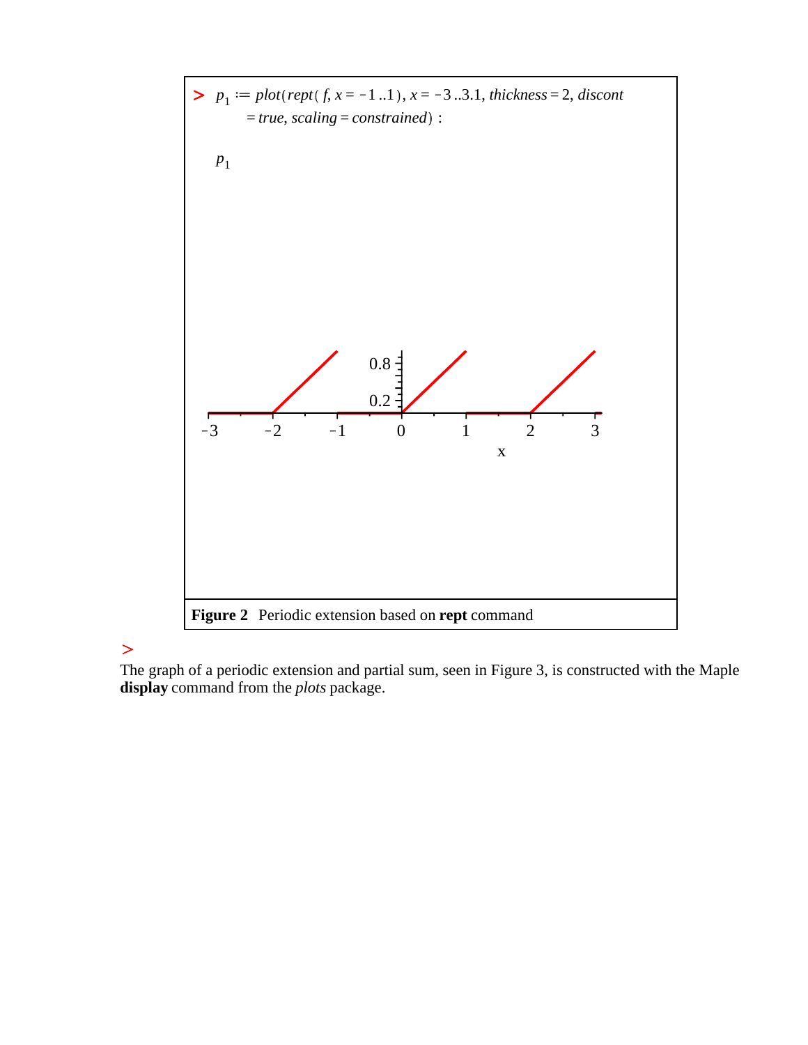> $p_1 := plot(rept(f, x = -1..1), x = -3..3.1, thickness = 2, discont = true, scaling = constrained)$ :

$p_1$

**Figure 2** Periodic extension based on **rept** command

>

The graph of a periodic extension and partial sum, seen in Figure 3, is constructed with the Maple **display** command from the *plots* package.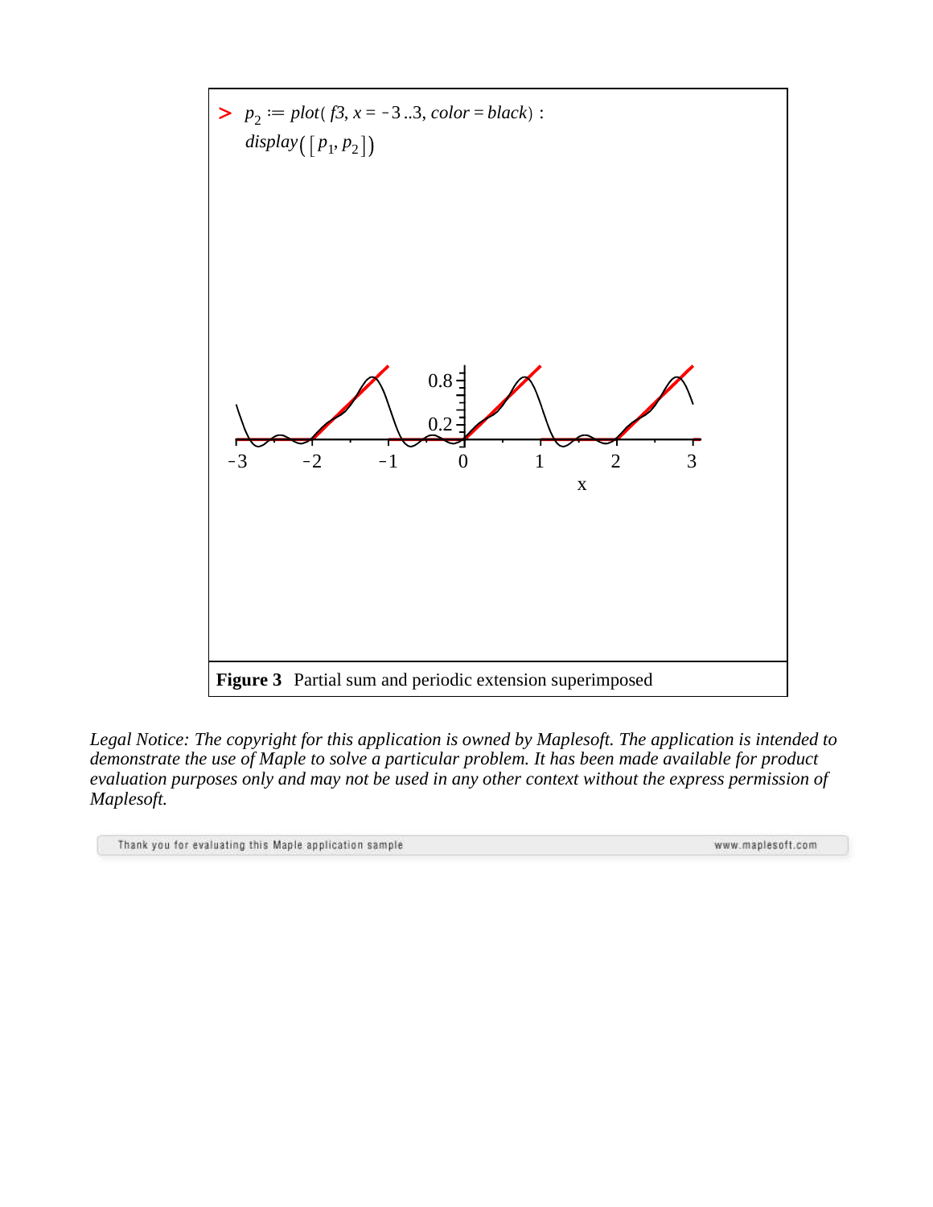> $p_2 := plot(f3, x = -3..3, color = black)$ :
$display([p_1, p_2])$

0.8
0.2
-3
-2
-1
0
1
2
3
x

**Figure 3** Partial sum and periodic extension superimposed

*Legal Notice: The copyright for this application is owned by Maplesoft. The application is intended to demonstrate the use of Maple to solve a particular problem. It has been made available for product evaluation purposes only and may not be used in any other context without the express permission of Maplesoft.*

Thank you for evaluating this Maple application sample www.maplesoft.com